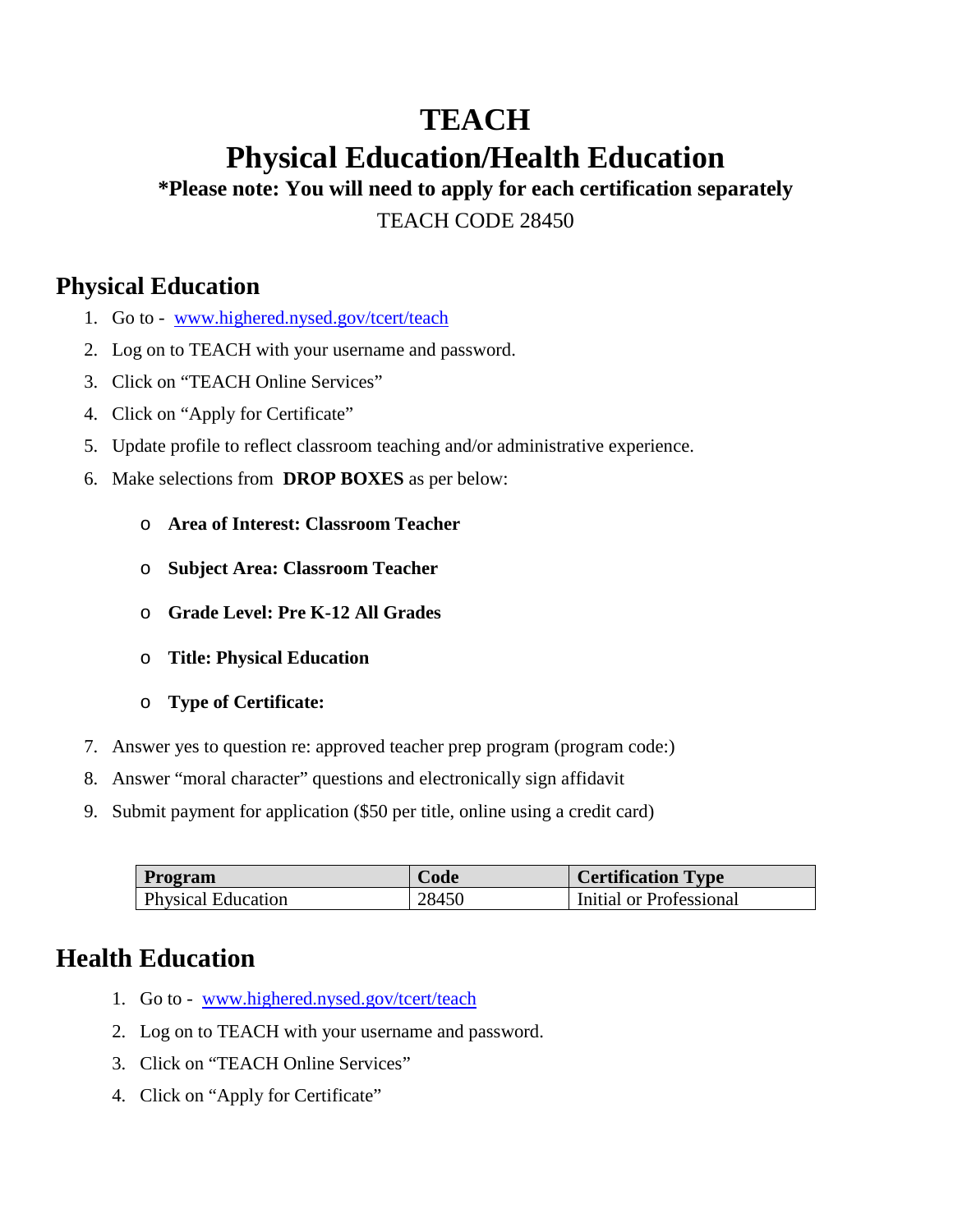# TEACH

# Physical Education/Health Education

**\*Please note: You will need to apply for each certification separately**

TEACH CODE 28450

## Physical Education

1. Go to - [www.highered.nysed.gov/tcert/teach](www.highered.nysed.gov/tcert/teach)
2. Log on to TEACH with your username and password.
3. Click on "TEACH Online Services"
4. Click on "Apply for Certificate"
5. Update profile to reflect classroom teaching and/or administrative experience.
6. Make selections from **DROP BOXES** as per below:
   - **Area of Interest: Classroom Teacher**
   - **Subject Area: Classroom Teacher**
   - **Grade Level: Pre K-12 All Grades**
   - **Title: Physical Education**
   - **Type of Certificate:**
7. Answer yes to question re: approved teacher prep program (program code:)
8. Answer "moral character" questions and electronically sign affidavit
9. Submit payment for application ($50 per title, online using a credit card)

| Program | Code | Certification Type |
|---|---|---|
| Physical Education | 28450 | Initial or Professional |

## Health Education

1. Go to - [www.highered.nysed.gov/tcert/teach](www.highered.nysed.gov/tcert/teach)
2. Log on to TEACH with your username and password.
3. Click on "TEACH Online Services"
4. Click on "Apply for Certificate"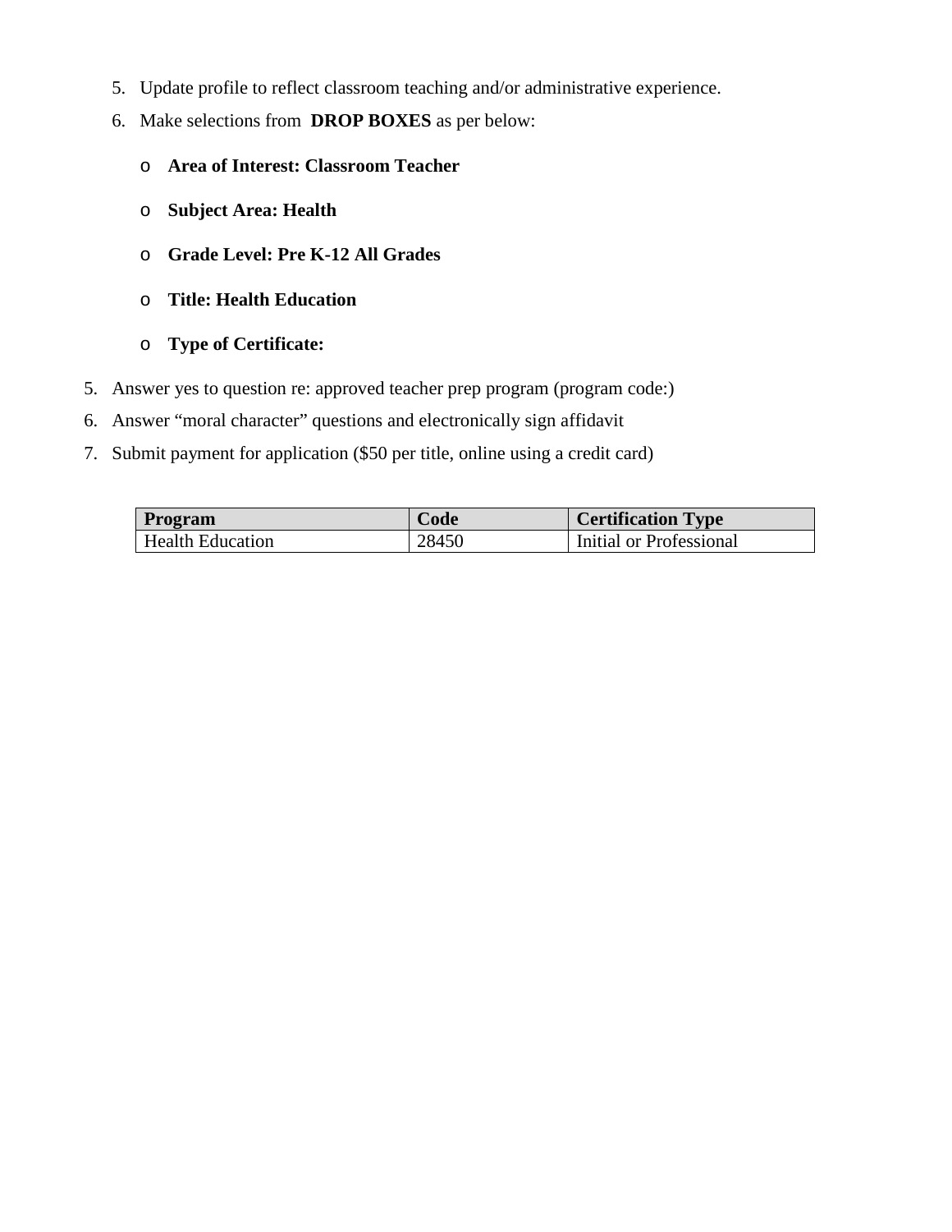5. Update profile to reflect classroom teaching and/or administrative experience.
6. Make selections from **DROP BOXES** as per below:
    - **Area of Interest: Classroom Teacher**
    - **Subject Area: Health**
    - **Grade Level: Pre K-12 All Grades**
    - **Title: Health Education**
    - **Type of Certificate:**

5. Answer yes to question re: approved teacher prep program (program code:)
6. Answer "moral character" questions and electronically sign affidavit
7. Submit payment for application ($50 per title, online using a credit card)

| Program | Code | Certification Type |
|---|---|---|
| Health Education | 28450 | Initial or Professional |